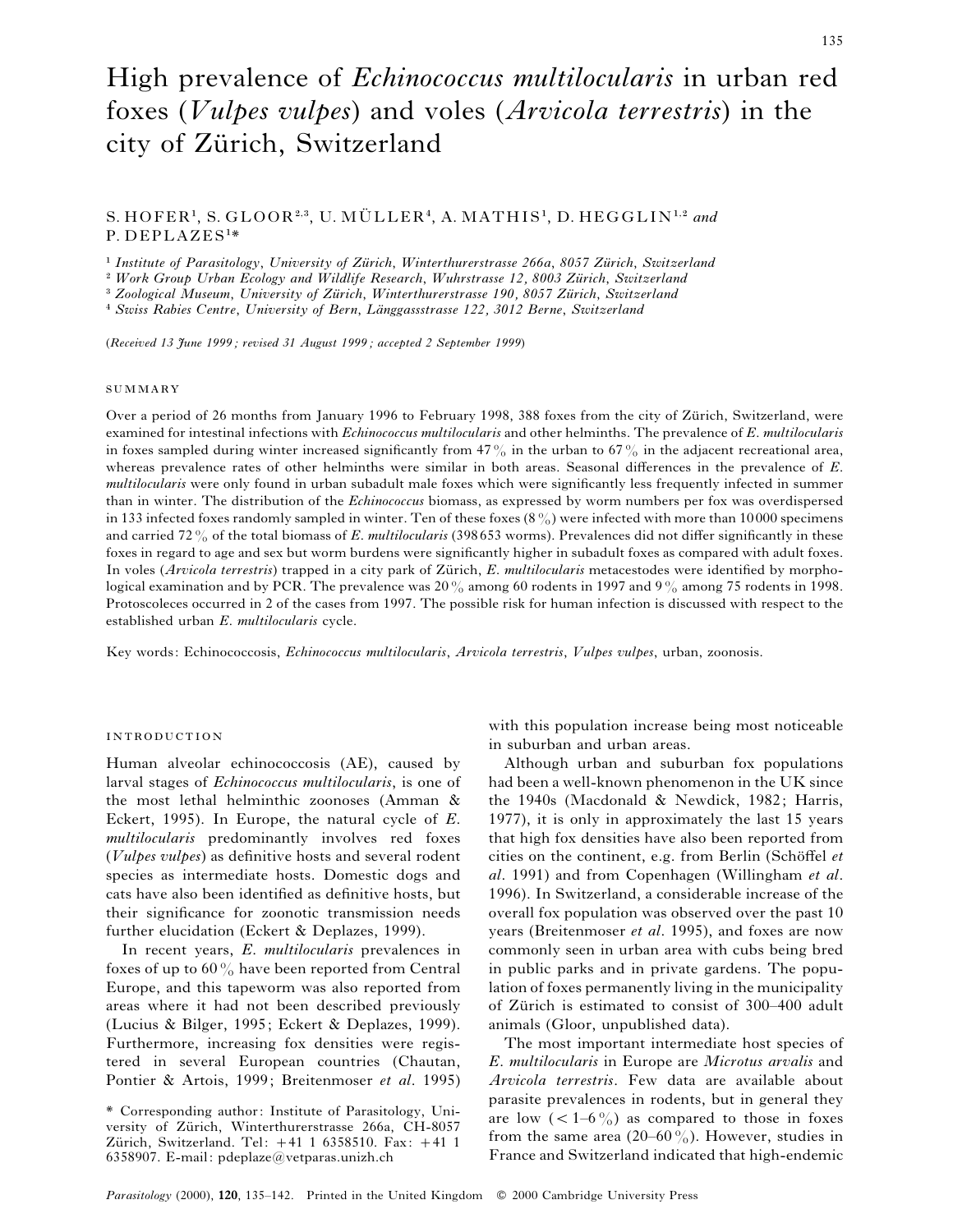# High prevalence of *Echinococcus multilocularis* in urban red foxes (*Vulpes vulpes*) and voles (*Arvicola terrestris*) in the city of Zürich, Switzerland

S. HOFER[1], S. GLOOR[2,3], U. MÜLLER[4], A. MATHIS[1], D. HEGGLIN[1,2] and P. DEPLAZES[1]*

[1] *Institute of Parasitology, University of Zürich, Winterthurerstrasse 266a, 8057 Zürich, Switzerland*
[2] *Work Group Urban Ecology and Wildlife Research, Wuhrstrasse 12, 8003 Zürich, Switzerland*
[3] *Zoological Museum, University of Zürich, Winterthurerstrasse 190, 8057 Zürich, Switzerland*
[4] *Swiss Rabies Centre, University of Bern, Länggassstrasse 122, 3012 Berne, Switzerland*

(*Received 13 June 1999; revised 31 August 1999; accepted 2 September 1999*)

## SUMMARY

Over a period of 26 months from January 1996 to February 1998, 388 foxes from the city of Zürich, Switzerland, were examined for intestinal infections with *Echinococcus multilocularis* and other helminths. The prevalence of *E. multilocularis* in foxes sampled during winter increased significantly from 47 % in the urban to 67 % in the adjacent recreational area, whereas prevalence rates of other helminths were similar in both areas. Seasonal differences in the prevalence of *E. multilocularis* were only found in urban subadult male foxes which were significantly less frequently infected in summer than in winter. The distribution of the *Echinococcus* biomass, as expressed by worm numbers per fox was overdispersed in 133 infected foxes randomly sampled in winter. Ten of these foxes (8 %) were infected with more than 10000 specimens and carried 72 % of the total biomass of *E. multilocularis* (398653 worms). Prevalences did not differ significantly in these foxes in regard to age and sex but worm burdens were significantly higher in subadult foxes as compared with adult foxes. In voles (*Arvicola terrestris*) trapped in a city park of Zürich, *E. multilocularis* metacestodes were identified by morphological examination and by PCR. The prevalence was 20 % among 60 rodents in 1997 and 9 % among 75 rodents in 1998. Protoscoleces occurred in 2 of the cases from 1997. The possible risk for human infection is discussed with respect to the established urban *E. multilocularis* cycle.

Key words: Echinococcosis, *Echinococcus multilocularis*, *Arvicola terrestris*, *Vulpes vulpes*, urban, zoonosis.

## INTRODUCTION

Human alveolar echinococcosis (AE), caused by larval stages of *Echinococcus multilocularis*, is one of the most lethal helminthic zoonoses (Amman & Eckert, 1995). In Europe, the natural cycle of *E. multilocularis* predominantly involves red foxes (*Vulpes vulpes*) as definitive hosts and several rodent species as intermediate hosts. Domestic dogs and cats have also been identified as definitive hosts, but their significance for zoonotic transmission needs further elucidation (Eckert & Deplazes, 1999).

In recent years, *E. multilocularis* prevalences in foxes of up to 60 % have been reported from Central Europe, and this tapeworm was also reported from areas where it had not been described previously (Lucius & Bilger, 1995; Eckert & Deplazes, 1999). Furthermore, increasing fox densities were registered in several European countries (Chautan, Pontier & Artois, 1999; Breitenmoser *et al.* 1995) with this population increase being most noticeable in suburban and urban areas.

Although urban and suburban fox populations had been a well-known phenomenon in the UK since the 1940s (Macdonald & Newdick, 1982; Harris, 1977), it is only in approximately the last 15 years that high fox densities have also been reported from cities on the continent, e.g. from Berlin (Schöffel *et al.* 1991) and from Copenhagen (Willingham *et al.* 1996). In Switzerland, a considerable increase of the overall fox population was observed over the past 10 years (Breitenmoser *et al.* 1995), and foxes are now commonly seen in urban area with cubs being bred in public parks and in private gardens. The population of foxes permanently living in the municipality of Zürich is estimated to consist of 300–400 adult animals (Gloor, unpublished data).

The most important intermediate host species of *E. multilocularis* in Europe are *Microtus arvalis* and *Arvicola terrestris*. Few data are available about parasite prevalences in rodents, but in general they are low (< 1–6 %) as compared to those in foxes from the same area (20–60 %). However, studies in France and Switzerland indicated that high-endemic

\* Corresponding author: Institute of Parasitology, University of Zürich, Winterthurerstrasse 266a, CH-8057 Zürich, Switzerland. Tel: +41 1 6358510. Fax: +41 1 6358907. E-mail: pdeplaze@vetparas.unizh.ch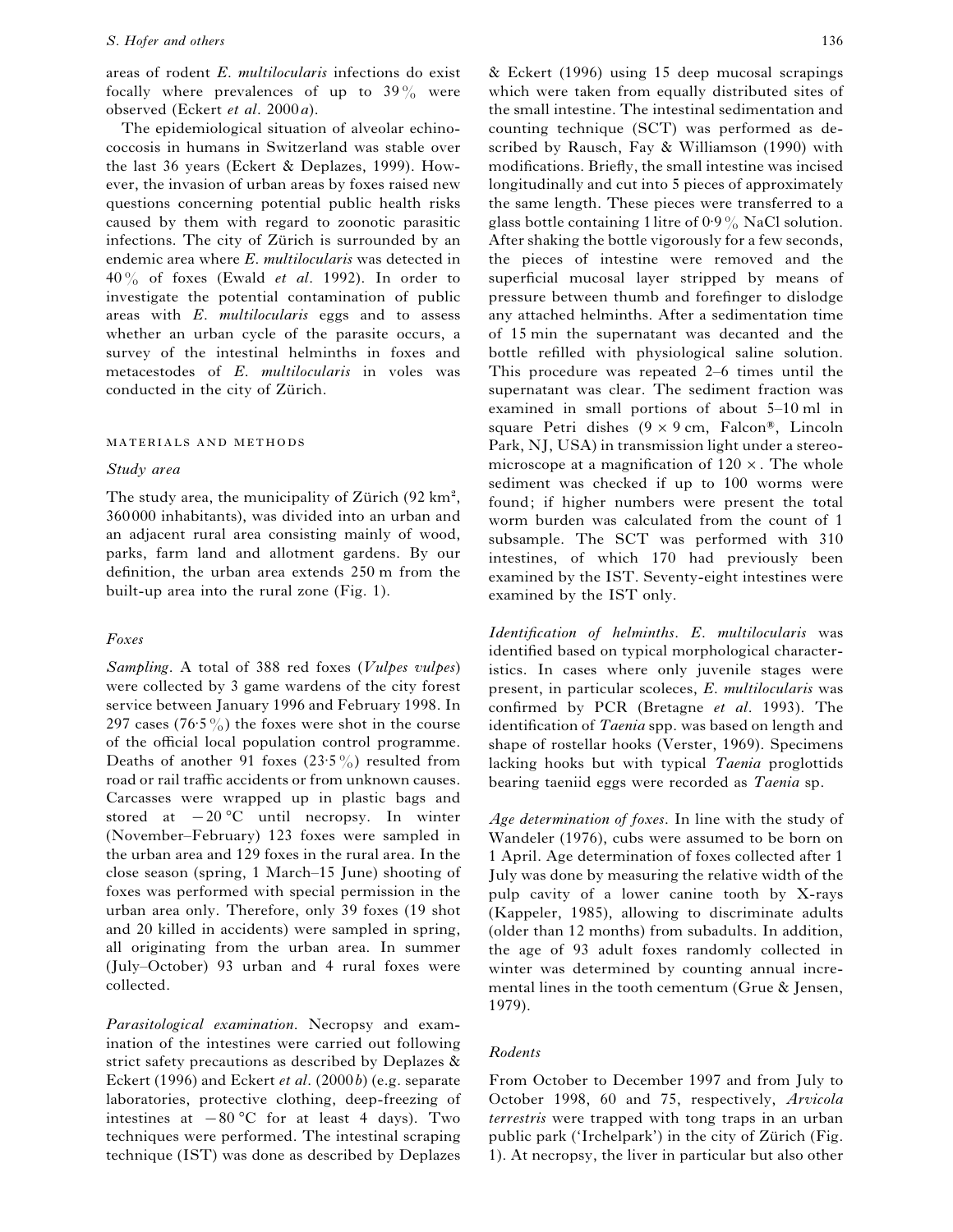areas of rodent *E. multilocularis* infections do exist focally where prevalences of up to 39 % were observed (Eckert *et al*. 2000*a*).

The epidemiological situation of alveolar echinococcosis in humans in Switzerland was stable over the last 36 years (Eckert & Deplazes, 1999). However, the invasion of urban areas by foxes raised new questions concerning potential public health risks caused by them with regard to zoonotic parasitic infections. The city of Zürich is surrounded by an endemic area where *E. multilocularis* was detected in 40 % of foxes (Ewald *et al*. 1992). In order to investigate the potential contamination of public areas with *E. multilocularis* eggs and to assess whether an urban cycle of the parasite occurs, a survey of the intestinal helminths in foxes and metacestodes of *E. multilocularis* in voles was conducted in the city of Zürich.

## MATERIALS AND METHODS

### *Study area*

The study area, the municipality of Zürich (92 km$^2$, 360000 inhabitants), was divided into an urban and an adjacent rural area consisting mainly of wood, parks, farm land and allotment gardens. By our definition, the urban area extends 250 m from the built-up area into the rural zone (Fig. 1).

### *Foxes*

*Sampling*. A total of 388 red foxes (*Vulpes vulpes*) were collected by 3 game wardens of the city forest service between January 1996 and February 1998. In 297 cases (76·5 %) the foxes were shot in the course of the official local population control programme. Deaths of another 91 foxes (23·5 %) resulted from road or rail traffic accidents or from unknown causes. Carcasses were wrapped up in plastic bags and stored at −20 °C until necropsy. In winter (November–February) 123 foxes were sampled in the urban area and 129 foxes in the rural area. In the close season (spring, 1 March–15 June) shooting of foxes was performed with special permission in the urban area only. Therefore, only 39 foxes (19 shot and 20 killed in accidents) were sampled in spring, all originating from the urban area. In summer (July–October) 93 urban and 4 rural foxes were collected.

*Parasitological examination*. Necropsy and examination of the intestines were carried out following strict safety precautions as described by Deplazes & Eckert (1996) and Eckert *et al*. (2000*b*) (e.g. separate laboratories, protective clothing, deep-freezing of intestines at −80 °C for at least 4 days). Two techniques were performed. The intestinal scraping technique (IST) was done as described by Deplazes & Eckert (1996) using 15 deep mucosal scrapings which were taken from equally distributed sites of the small intestine. The intestinal sedimentation and counting technique (SCT) was performed as described by Rausch, Fay & Williamson (1990) with modifications. Briefly, the small intestine was incised longitudinally and cut into 5 pieces of approximately the same length. These pieces were transferred to a glass bottle containing 1 litre of 0·9 % NaCl solution. After shaking the bottle vigorously for a few seconds, the pieces of intestine were removed and the superficial mucosal layer stripped by means of pressure between thumb and forefinger to dislodge any attached helminths. After a sedimentation time of 15 min the supernatant was decanted and the bottle refilled with physiological saline solution. This procedure was repeated 2–6 times until the supernatant was clear. The sediment fraction was examined in small portions of about 5–10 ml in square Petri dishes (9 × 9 cm, Falcon®, Lincoln Park, NJ, USA) in transmission light under a stereomicroscope at a magnification of 120 ×. The whole sediment was checked if up to 100 worms were found; if higher numbers were present the total worm burden was calculated from the count of 1 subsample. The SCT was performed with 310 intestines, of which 170 had previously been examined by the IST. Seventy-eight intestines were examined by the IST only.

*Identification of helminths*. *E. multilocularis* was identified based on typical morphological characteristics. In cases where only juvenile stages were present, in particular scoleces, *E. multilocularis* was confirmed by PCR (Bretagne *et al*. 1993). The identification of *Taenia* spp. was based on length and shape of rostellar hooks (Verster, 1969). Specimens lacking hooks but with typical *Taenia* proglottids bearing taeniid eggs were recorded as *Taenia* sp.

*Age determination of foxes*. In line with the study of Wandeler (1976), cubs were assumed to be born on 1 April. Age determination of foxes collected after 1 July was done by measuring the relative width of the pulp cavity of a lower canine tooth by X-rays (Kappeler, 1985), allowing to discriminate adults (older than 12 months) from subadults. In addition, the age of 93 adult foxes randomly collected in winter was determined by counting annual incremental lines in the tooth cementum (Grue & Jensen, 1979).

### *Rodents*

From October to December 1997 and from July to October 1998, 60 and 75, respectively, *Arvicola terrestris* were trapped with tong traps in an urban public park ('Irchelpark') in the city of Zürich (Fig. 1). At necropsy, the liver in particular but also other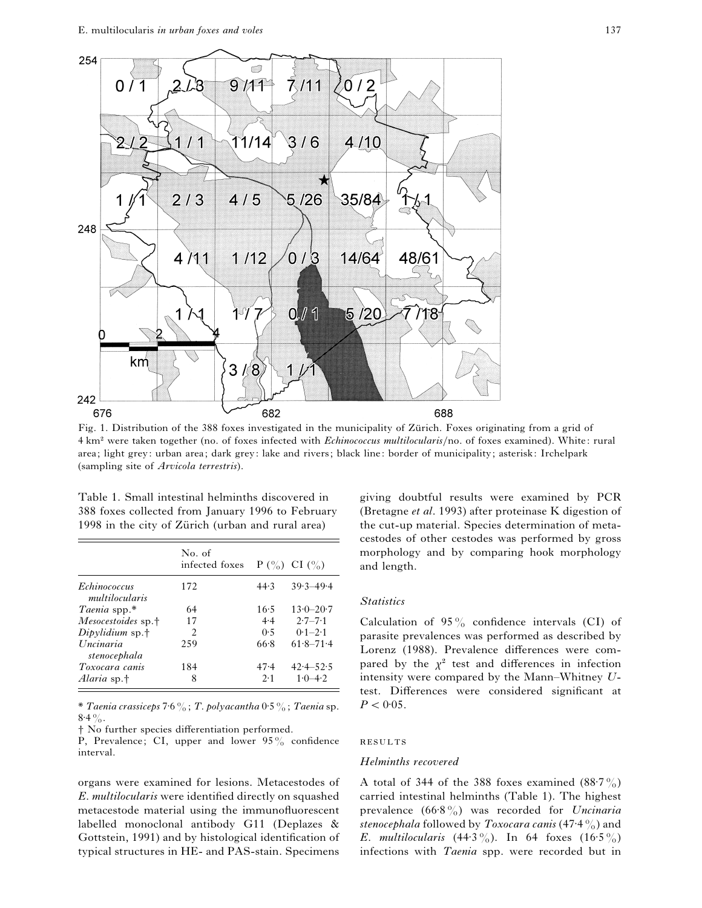Fig. 1. Distribution of the 388 foxes investigated in the municipality of Zürich. Foxes originating from a grid of 4 km² were taken together (no. of foxes infected with *Echinococcus multilocularis*/no. of foxes examined). White: rural area; light grey: urban area; dark grey: lake and rivers; black line: border of municipality; asterisk: Irchelpark (sampling site of *Arvicola terrestris*).

Table 1. Small intestinal helminths discovered in 388 foxes collected from January 1996 to February 1998 in the city of Zürich (urban and rural area)

| | No. of infected foxes | P (%) | CI (%) |
|---|---|---|---|
| *Echinococcus multilocularis* | 172 | 44·3 | 39·3–49·4 |
| *Taenia* spp.* | 64 | 16·5 | 13·0–20·7 |
| *Mesocestoides* sp.† | 17 | 4·4 | 2·7–7·1 |
| *Dipylidium* sp.† | 2 | 0·5 | 0·1–2·1 |
| *Uncinaria stenocephala* | 259 | 66·8 | 61·8–71·4 |
| *Toxocara canis* | 184 | 47·4 | 42·4–52·5 |
| *Alaria* sp.† | 8 | 2·1 | 1·0–4·2 |

\* *Taenia crassiceps* 7·6%; *T. polyacantha* 0·5%; *Taenia* sp. 8·4%.

† No further species differentiation performed.

P, Prevalence; CI, upper and lower 95% confidence interval.

organs were examined for lesions. Metacestodes of *E. multilocularis* were identified directly on squashed metacestode material using the immunofluorescent labelled monoclonal antibody G11 (Deplazes & Gottstein, 1991) and by histological identification of typical structures in HE- and PAS-stain. Specimens giving doubtful results were examined by PCR (Bretagne *et al*. 1993) after proteinase K digestion of the cut-up material. Species determination of metacestodes of other cestodes was performed by gross morphology and by comparing hook morphology and length.

### *Statistics*

Calculation of 95% confidence intervals (CI) of parasite prevalences was performed as described by Lorenz (1988). Prevalence differences were compared by the $\chi^2$ test and differences in infection intensity were compared by the Mann–Whitney *U*-test. Differences were considered significant at $P < 0.05$.

## RESULTS

### *Helminths recovered*

A total of 344 of the 388 foxes examined (88·7%) carried intestinal helminths (Table 1). The highest prevalence (66·8%) was recorded for *Uncinaria stenocephala* followed by *Toxocara canis* (47·4%) and *E. multilocularis* (44·3%). In 64 foxes (16·5%) infections with *Taenia* spp. were recorded but in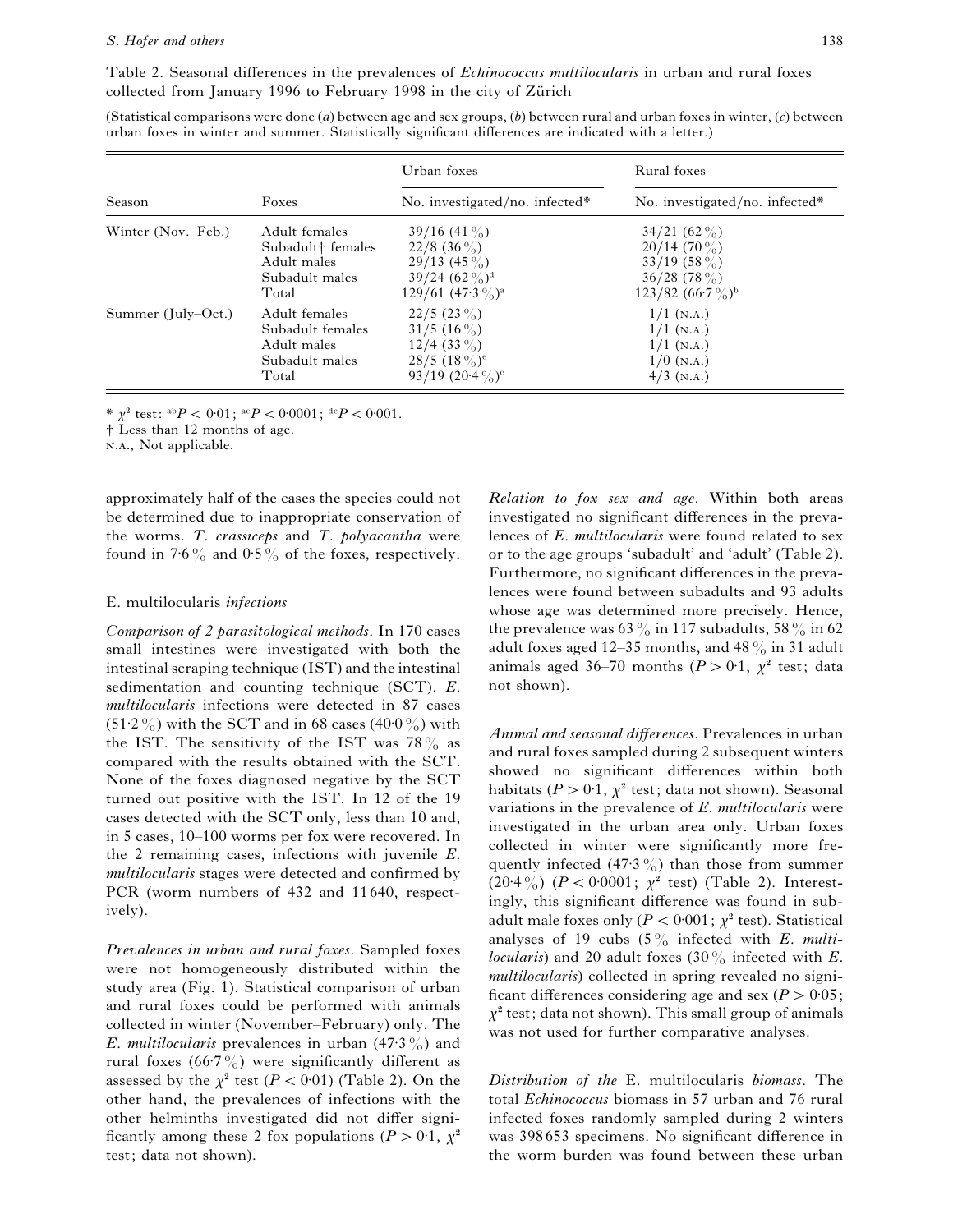Table 2. Seasonal differences in the prevalences of *Echinococcus multilocularis* in urban and rural foxes collected from January 1996 to February 1998 in the city of Zürich

(Statistical comparisons were done (*a*) between age and sex groups, (*b*) between rural and urban foxes in winter, (*c*) between urban foxes in winter and summer. Statistically significant differences are indicated with a letter.)

| Season | Foxes | Urban foxes | Rural foxes |
|---|---|---|---|
| | | No. investigated/no. infected* | No. investigated/no. infected* |
| Winter (Nov.–Feb.) | Adult females | 39/16 (41 %) | 34/21 (62 %) |
| | Subadult† females | 22/8 (36 %) | 20/14 (70 %) |
| | Adult males | 29/13 (45 %) | 33/19 (58 %) |
| | Subadult males | 39/24 (62 %)[d] | 36/28 (78 %) |
| | Total | 129/61 (47·3 %)[a] | 123/82 (66·7 %)[b] |
| Summer (July–Oct.) | Adult females | 22/5 (23 %) | 1/1 (N.A.) |
| | Subadult females | 31/5 (16 %) | 1/1 (N.A.) |
| | Adult males | 12/4 (33 %) | 1/1 (N.A.) |
| | Subadult males | 28/5 (18 %)[e] | 1/0 (N.A.) |
| | Total | 93/19 (20·4 %)[c] | 4/3 (N.A.) |

* $\chi^2$ test: [ab]$P < 0{\cdot}01$; [ac]$P < 0{\cdot}0001$; [de]$P < 0{\cdot}001$.

† Less than 12 months of age.

N.A., Not applicable.

approximately half of the cases the species could not be determined due to inappropriate conservation of the worms. *T. crassiceps* and *T. polyacantha* were found in 7·6 % and 0·5 % of the foxes, respectively.

### E. multilocularis *infections*

*Comparison of 2 parasitological methods*. In 170 cases small intestines were investigated with both the intestinal scraping technique (IST) and the intestinal sedimentation and counting technique (SCT). *E. multilocularis* infections were detected in 87 cases (51·2 %) with the SCT and in 68 cases (40·0 %) with the IST. The sensitivity of the IST was 78 % as compared with the results obtained with the SCT. None of the foxes diagnosed negative by the SCT turned out positive with the IST. In 12 of the 19 cases detected with the SCT only, less than 10 and, in 5 cases, 10–100 worms per fox were recovered. In the 2 remaining cases, infections with juvenile *E. multilocularis* stages were detected and confirmed by PCR (worm numbers of 432 and 11 640, respectively).

*Prevalences in urban and rural foxes*. Sampled foxes were not homogeneously distributed within the study area (Fig. 1). Statistical comparison of urban and rural foxes could be performed with animals collected in winter (November–February) only. The *E. multilocularis* prevalences in urban (47·3 %) and rural foxes (66·7 %) were significantly different as assessed by the $\chi^2$ test ($P < 0{\cdot}01$) (Table 2). On the other hand, the prevalences of infections with the other helminths investigated did not differ significantly among these 2 fox populations ($P > 0{\cdot}1$, $\chi^2$ test; data not shown).

*Relation to fox sex and age*. Within both areas investigated no significant differences in the prevalences of *E. multilocularis* were found related to sex or to the age groups 'subadult' and 'adult' (Table 2). Furthermore, no significant differences in the prevalences were found between subadults and 93 adults whose age was determined more precisely. Hence, the prevalence was 63 % in 117 subadults, 58 % in 62 adult foxes aged 12–35 months, and 48 % in 31 adult animals aged 36–70 months ($P > 0{\cdot}1$, $\chi^2$ test; data not shown).

*Animal and seasonal differences*. Prevalences in urban and rural foxes sampled during 2 subsequent winters showed no significant differences within both habitats ($P > 0{\cdot}1$, $\chi^2$ test; data not shown). Seasonal variations in the prevalence of *E. multilocularis* were investigated in the urban area only. Urban foxes collected in winter were significantly more frequently infected (47·3 %) than those from summer (20·4 %) ($P < 0{\cdot}0001$; $\chi^2$ test) (Table 2). Interestingly, this significant difference was found in subadult male foxes only ($P < 0{\cdot}001$; $\chi^2$ test). Statistical analyses of 19 cubs (5 % infected with *E. multilocularis*) and 20 adult foxes (30 % infected with *E. multilocularis*) collected in spring revealed no significant differences considering age and sex ($P > 0{\cdot}05$; $\chi^2$ test; data not shown). This small group of animals was not used for further comparative analyses.

*Distribution of the* E. multilocularis *biomass*. The total *Echinococcus* biomass in 57 urban and 76 rural infected foxes randomly sampled during 2 winters was 398 653 specimens. No significant difference in the worm burden was found between these urban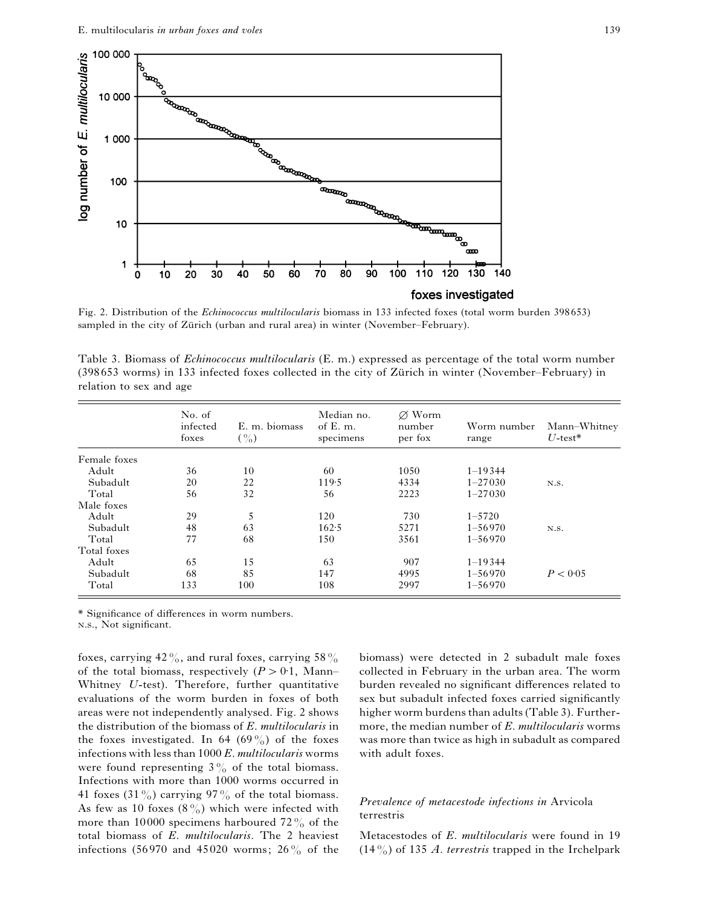Fig. 2. Distribution of the *Echinococcus multilocularis* biomass in 133 infected foxes (total worm burden 398653) sampled in the city of Zürich (urban and rural area) in winter (November–February).

Table 3. Biomass of *Echinococcus multilocularis* (E. m.) expressed as percentage of the total worm number (398653 worms) in 133 infected foxes collected in the city of Zürich in winter (November–February) in relation to sex and age

| | No. of infected foxes | E. m. biomass (%) | Median no. of E. m. specimens | ∅ Worm number per fox | Worm number range | Mann–Whitney $U$-test* |
|---|---|---|---|---|---|---|
| Female foxes | | | | | | |
| Adult | 36 | 10 | 60 | 1050 | 1–19344 | |
| Subadult | 20 | 22 | 119·5 | 4334 | 1–27030 | N.S. |
| Total | 56 | 32 | 56 | 2223 | 1–27030 | |
| Male foxes | | | | | | |
| Adult | 29 | 5 | 120 | 730 | 1–5720 | |
| Subadult | 48 | 63 | 162·5 | 5271 | 1–56970 | N.S. |
| Total | 77 | 68 | 150 | 3561 | 1–56970 | |
| Total foxes | | | | | | |
| Adult | 65 | 15 | 63 | 907 | 1–19344 | |
| Subadult | 68 | 85 | 147 | 4995 | 1–56970 | $P < 0·05$ |
| Total | 133 | 100 | 108 | 2997 | 1–56970 | |

* Significance of differences in worm numbers.
N.S., Not significant.

foxes, carrying 42% , and rural foxes, carrying 58% of the total biomass, respectively ($P > 0·1$, Mann–Whitney $U$-test). Therefore, further quantitative evaluations of the worm burden in foxes of both areas were not independently analysed. Fig. 2 shows the distribution of the biomass of *E. multilocularis* in the foxes investigated. In 64 (69%) of the foxes infections with less than 1000 *E. multilocularis* worms were found representing 3% of the total biomass. Infections with more than 1000 worms occurred in 41 foxes (31%) carrying 97% of the total biomass. As few as 10 foxes (8%) which were infected with more than 10000 specimens harboured 72% of the total biomass of *E. multilocularis*. The 2 heaviest infections (56970 and 45020 worms; 26% of the biomass) were detected in 2 subadult male foxes collected in February in the urban area. The worm burden revealed no significant differences related to sex but subadult infected foxes carried significantly higher worm burdens than adults (Table 3). Furthermore, the median number of *E. multilocularis* worms was more than twice as high in subadult as compared with adult foxes.

### *Prevalence of metacestode infections in* Arvicola terrestris

Metacestodes of *E. multilocularis* were found in 19 (14%) of 135 *A. terrestris* trapped in the Irchelpark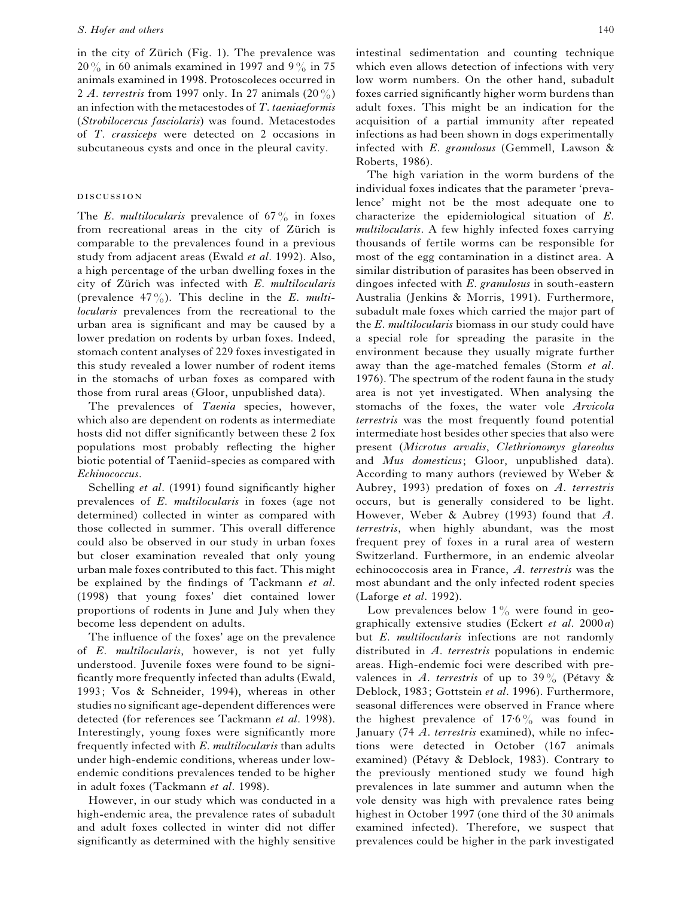in the city of Zürich (Fig. 1). The prevalence was 20% in 60 animals examined in 1997 and 9% in 75 animals examined in 1998. Protoscoleces occurred in 2 *A. terrestris* from 1997 only. In 27 animals (20%) an infection with the metacestodes of *T. taeniaeformis* (*Strobilocercus fasciolaris*) was found. Metacestodes of *T. crassiceps* were detected on 2 occasions in subcutaneous cysts and once in the pleural cavity.

## DISCUSSION

The *E. multilocularis* prevalence of 67% in foxes from recreational areas in the city of Zürich is comparable to the prevalences found in a previous study from adjacent areas (Ewald *et al*. 1992). Also, a high percentage of the urban dwelling foxes in the city of Zürich was infected with *E. multilocularis* (prevalence 47%). This decline in the *E. multilocularis* prevalences from the recreational to the urban area is significant and may be caused by a lower predation on rodents by urban foxes. Indeed, stomach content analyses of 229 foxes investigated in this study revealed a lower number of rodent items in the stomachs of urban foxes as compared with those from rural areas (Gloor, unpublished data).

The prevalences of *Taenia* species, however, which also are dependent on rodents as intermediate hosts did not differ significantly between these 2 fox populations most probably reflecting the higher biotic potential of Taeniid-species as compared with *Echinococcus*.

Schelling *et al*. (1991) found significantly higher prevalences of *E. multilocularis* in foxes (age not determined) collected in winter as compared with those collected in summer. This overall difference could also be observed in our study in urban foxes but closer examination revealed that only young urban male foxes contributed to this fact. This might be explained by the findings of Tackmann *et al*. (1998) that young foxes' diet contained lower proportions of rodents in June and July when they become less dependent on adults.

The influence of the foxes' age on the prevalence of *E. multilocularis*, however, is not yet fully understood. Juvenile foxes were found to be significantly more frequently infected than adults (Ewald, 1993; Vos & Schneider, 1994), whereas in other studies no significant age-dependent differences were detected (for references see Tackmann *et al*. 1998). Interestingly, young foxes were significantly more frequently infected with *E. multilocularis* than adults under high-endemic conditions, whereas under low-endemic conditions prevalences tended to be higher in adult foxes (Tackmann *et al*. 1998).

However, in our study which was conducted in a high-endemic area, the prevalence rates of subadult and adult foxes collected in winter did not differ significantly as determined with the highly sensitive intestinal sedimentation and counting technique which even allows detection of infections with very low worm numbers. On the other hand, subadult foxes carried significantly higher worm burdens than adult foxes. This might be an indication for the acquisition of a partial immunity after repeated infections as had been shown in dogs experimentally infected with *E. granulosus* (Gemmell, Lawson & Roberts, 1986).

The high variation in the worm burdens of the individual foxes indicates that the parameter 'prevalence' might not be the most adequate one to characterize the epidemiological situation of *E. multilocularis*. A few highly infected foxes carrying thousands of fertile worms can be responsible for most of the egg contamination in a distinct area. A similar distribution of parasites has been observed in dingoes infected with *E. granulosus* in south-eastern Australia (Jenkins & Morris, 1991). Furthermore, subadult male foxes which carried the major part of the *E. multilocularis* biomass in our study could have a special role for spreading the parasite in the environment because they usually migrate further away than the age-matched females (Storm *et al*. 1976). The spectrum of the rodent fauna in the study area is not yet investigated. When analysing the stomachs of the foxes, the water vole *Arvicola terrestris* was the most frequently found potential intermediate host besides other species that also were present (*Microtus arvalis*, *Clethrionomys glareolus* and *Mus domesticus*; Gloor, unpublished data). According to many authors (reviewed by Weber & Aubrey, 1993) predation of foxes on *A. terrestris* occurs, but is generally considered to be light. However, Weber & Aubrey (1993) found that *A. terrestris*, when highly abundant, was the most frequent prey of foxes in a rural area of western Switzerland. Furthermore, in an endemic alveolar echinococcosis area in France, *A. terrestris* was the most abundant and the only infected rodent species (Laforge *et al*. 1992).

Low prevalences below 1% were found in geographically extensive studies (Eckert *et al*. 2000*a*) but *E. multilocularis* infections are not randomly distributed in *A. terrestris* populations in endemic areas. High-endemic foci were described with prevalences in *A. terrestris* of up to 39% (Pétavy & Deblock, 1983; Gottstein *et al*. 1996). Furthermore, seasonal differences were observed in France where the highest prevalence of 17·6% was found in January (74 *A. terrestris* examined), while no infections were detected in October (167 animals examined) (Pétavy & Deblock, 1983). Contrary to the previously mentioned study we found high prevalences in late summer and autumn when the vole density was high with prevalence rates being highest in October 1997 (one third of the 30 animals examined infected). Therefore, we suspect that prevalences could be higher in the park investigated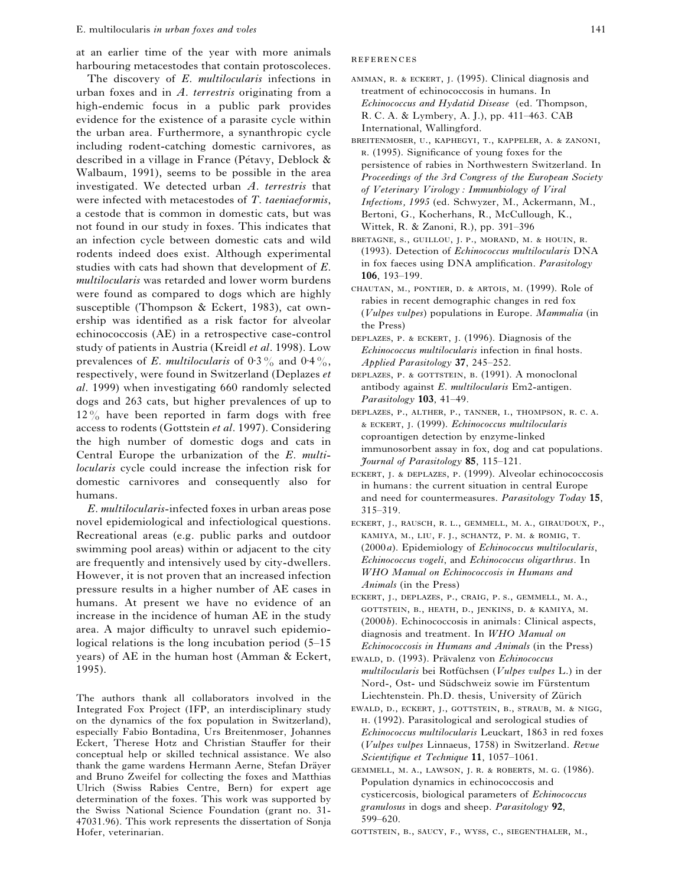at an earlier time of the year with more animals harbouring metacestodes that contain protoscoleces.

The discovery of *E. multilocularis* infections in urban foxes and in *A. terrestris* originating from a high-endemic focus in a public park provides evidence for the existence of a parasite cycle within the urban area. Furthermore, a synanthropic cycle including rodent-catching domestic carnivores, as described in a village in France (Pétavy, Deblock & Walbaum, 1991), seems to be possible in the area investigated. We detected urban *A. terrestris* that were infected with metacestodes of *T. taeniaeformis*, a cestode that is common in domestic cats, but was not found in our study in foxes. This indicates that an infection cycle between domestic cats and wild rodents indeed does exist. Although experimental studies with cats had shown that development of *E. multilocularis* was retarded and lower worm burdens were found as compared to dogs which are highly susceptible (Thompson & Eckert, 1983), cat ownership was identified as a risk factor for alveolar echinococcosis (AE) in a retrospective case-control study of patients in Austria (Kreidl *et al*. 1998). Low prevalences of *E. multilocularis* of 0·3 % and 0·4 %, respectively, were found in Switzerland (Deplazes *et al*. 1999) when investigating 660 randomly selected dogs and 263 cats, but higher prevalences of up to 12 % have been reported in farm dogs with free access to rodents (Gottstein *et al*. 1997). Considering the high number of domestic dogs and cats in Central Europe the urbanization of the *E. multilocularis* cycle could increase the infection risk for domestic carnivores and consequently also for humans.

*E. multilocularis*-infected foxes in urban areas pose novel epidemiological and infectiological questions. Recreational areas (e.g. public parks and outdoor swimming pool areas) within or adjacent to the city are frequently and intensively used by city-dwellers. However, it is not proven that an increased infection pressure results in a higher number of AE cases in humans. At present we have no evidence of an increase in the incidence of human AE in the study area. A major difficulty to unravel such epidemiological relations is the long incubation period (5–15 years) of AE in the human host (Amman & Eckert, 1995).

The authors thank all collaborators involved in the Integrated Fox Project (IFP, an interdisciplinary study on the dynamics of the fox population in Switzerland), especially Fabio Bontadina, Urs Breitenmoser, Johannes Eckert, Therese Hotz and Christian Stauffer for their conceptual help or skilled technical assistance. We also thank the game wardens Hermann Aerne, Stefan Dräyer and Bruno Zweifel for collecting the foxes and Matthias Ulrich (Swiss Rabies Centre, Bern) for expert age determination of the foxes. This work was supported by the Swiss National Science Foundation (grant no. 31-47031.96). This work represents the dissertation of Sonja Hofer, veterinarian.

## REFERENCES

Amman, R. & Eckert, J. (1995). Clinical diagnosis and treatment of echinococcosis in humans. In *Echinococcus and Hydatid Disease* (ed. Thompson, R. C. A. & Lymbery, A. J.), pp. 411–463. CAB International, Wallingford.

Breitenmoser, U., Kaphegyi, T., Kappeler, A. & Zanoni, R. (1995). Significance of young foxes for the persistence of rabies in Northwestern Switzerland. In *Proceedings of the 3rd Congress of the European Society of Veterinary Virology: Immunbiology of Viral Infections, 1995* (ed. Schwyzer, M., Ackermann, M., Bertoni, G., Kocherhans, R., McCullough, K., Wittek, R. & Zanoni, R.), pp. 391–396

Bretagne, S., Guillou, J. P., Morand, M. & Houin, R. (1993). Detection of *Echinococcus multilocularis* DNA in fox faeces using DNA amplification. *Parasitology* **106**, 193–199.

Chautan, M., Pontier, D. & Artois, M. (1999). Role of rabies in recent demographic changes in red fox (*Vulpes vulpes*) populations in Europe. *Mammalia* (in the Press)

Deplazes, P. & Eckert, J. (1996). Diagnosis of the *Echinococcus multilocularis* infection in final hosts. *Applied Parasitology* **37**, 245–252.

Deplazes, P. & Gottstein, B. (1991). A monoclonal antibody against *E. multilocularis* Em2-antigen. *Parasitology* **103**, 41–49.

Deplazes, P., Alther, P., Tanner, I., Thompson, R. C. A. & Eckert, J. (1999). *Echinococcus multilocularis* coproantigen detection by enzyme-linked immunosorbent assay in fox, dog and cat populations. *Journal of Parasitology* **85**, 115–121.

Eckert, J. & Deplazes, P. (1999). Alveolar echinococcosis in humans: the current situation in central Europe and need for countermeasures. *Parasitology Today* **15**, 315–319.

Eckert, J., Rausch, R. L., Gemmell, M. A., Giraudoux, P., Kamiya, M., Liu, F. J., Schantz, P. M. & Romig, T. (2000*a*). Epidemiology of *Echinococcus multilocularis*, *Echinococcus vogeli*, and *Echinococcus oligarthrus*. In *WHO Manual on Echinococcosis in Humans and Animals* (in the Press)

Eckert, J., Deplazes, P., Craig, P. S., Gemmell, M. A., Gottstein, B., Heath, D., Jenkins, D. & Kamiya, M. (2000*b*). Echinococcosis in animals: Clinical aspects, diagnosis and treatment. In *WHO Manual on Echinococcosis in Humans and Animals* (in the Press)

Ewald, D. (1993). Prävalenz von *Echinococcus multilocularis* bei Rotfüchsen (*Vulpes vulpes* L.) in der Nord-, Ost- und Südschweiz sowie im Fürstentum Liechtenstein. Ph.D. thesis, University of Zürich

Ewald, D., Eckert, J., Gottstein, B., Straub, M. & Nigg, H. (1992). Parasitological and serological studies of *Echinococcus multilocularis* Leuckart, 1863 in red foxes (*Vulpes vulpes* Linnaeus, 1758) in Switzerland. *Revue Scientifique et Technique* **11**, 1057–1061.

Gemmell, M. A., Lawson, J. R. & Roberts, M. G. (1986). Population dynamics in echinococcosis and cysticercosis, biological parameters of *Echinococcus granulosus* in dogs and sheep. *Parasitology* **92**, 599–620.

Gottstein, B., Saucy, F., Wyss, C., Siegenthaler, M.,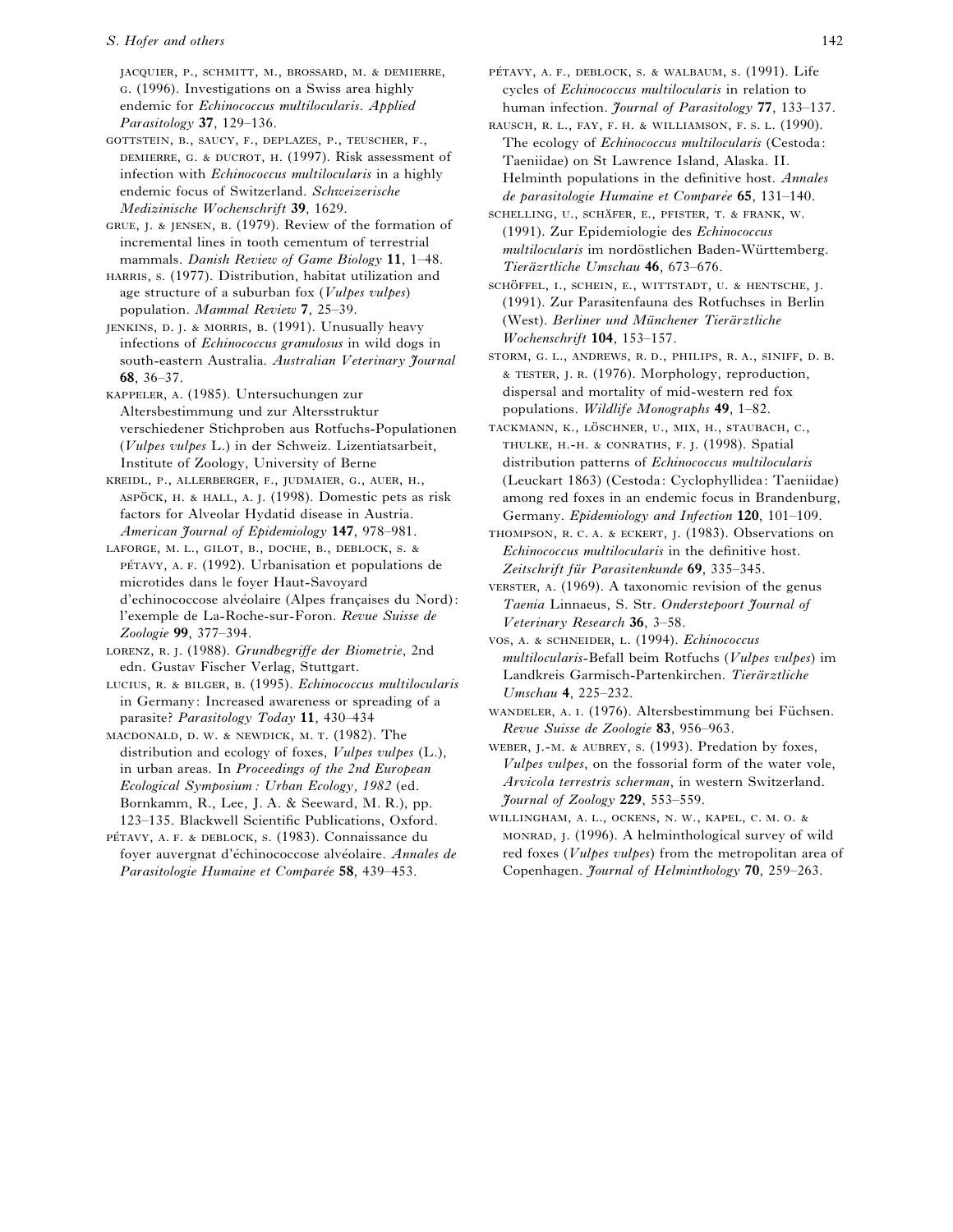JACQUIER, P., SCHMITT, M., BROSSARD, M. & DEMIERRE, G. (1996). Investigations on a Swiss area highly endemic for *Echinococcus multilocularis*. *Applied Parasitology* **37**, 129–136.

GOTTSTEIN, B., SAUCY, F., DEPLAZES, P., TEUSCHER, F., DEMIERRE, G. & DUCROT, H. (1997). Risk assessment of infection with *Echinococcus multilocularis* in a highly endemic focus of Switzerland. *Schweizerische Medizinische Wochenschrift* **39**, 1629.

GRUE, J. & JENSEN, B. (1979). Review of the formation of incremental lines in tooth cementum of terrestrial mammals. *Danish Review of Game Biology* **11**, 1–48.

HARRIS, S. (1977). Distribution, habitat utilization and age structure of a suburban fox (*Vulpes vulpes*) population. *Mammal Review* **7**, 25–39.

JENKINS, D. J. & MORRIS, B. (1991). Unusually heavy infections of *Echinococcus granulosus* in wild dogs in south-eastern Australia. *Australian Veterinary Journal* **68**, 36–37.

KAPPELER, A. (1985). Untersuchungen zur Altersbestimmung und zur Altersstruktur verschiedener Stichproben aus Rotfuchs-Populationen (*Vulpes vulpes* L.) in der Schweiz. Lizentiatsarbeit, Institute of Zoology, University of Berne

KREIDL, P., ALLERBERGER, F., JUDMAIER, G., AUER, H., ASPÖCK, H. & HALL, A. J. (1998). Domestic pets as risk factors for Alveolar Hydatid disease in Austria. *American Journal of Epidemiology* **147**, 978–981.

LAFORGE, M. L., GILOT, B., DOCHE, B., DEBLOCK, S. & PÉTAVY, A. F. (1992). Urbanisation et populations de microtides dans le foyer Haut-Savoyard d'echinococcose alvéolaire (Alpes françaises du Nord): l'exemple de La-Roche-sur-Foron. *Revue Suisse de Zoologie* **99**, 377–394.

LORENZ, R. J. (1988). *Grundbegriffe der Biometrie*, 2nd edn. Gustav Fischer Verlag, Stuttgart.

LUCIUS, R. & BILGER, B. (1995). *Echinococcus multilocularis* in Germany: Increased awareness or spreading of a parasite? *Parasitology Today* **11**, 430–434

MACDONALD, D. W. & NEWDICK, M. T. (1982). The distribution and ecology of foxes, *Vulpes vulpes* (L.), in urban areas. In *Proceedings of the 2nd European Ecological Symposium: Urban Ecology, 1982* (ed. Bornkamm, R., Lee, J. A. & Seeward, M. R.), pp. 123–135. Blackwell Scientific Publications, Oxford.

PÉTAVY, A. F. & DEBLOCK, S. (1983). Connaissance du foyer auvergnat d'échinococcose alvéolaire. *Annales de Parasitologie Humaine et Comparée* **58**, 439–453.

PÉTAVY, A. F., DEBLOCK, S. & WALBAUM, S. (1991). Life cycles of *Echinococcus multilocularis* in relation to human infection. *Journal of Parasitology* **77**, 133–137.

RAUSCH, R. L., FAY, F. H. & WILLIAMSON, F. S. L. (1990). The ecology of *Echinococcus multilocularis* (Cestoda: Taeniidae) on St Lawrence Island, Alaska. II. Helminth populations in the definitive host. *Annales de parasitologie Humaine et Comparée* **65**, 131–140.

SCHELLING, U., SCHÄFER, E., PFISTER, T. & FRANK, W. (1991). Zur Epidemiologie des *Echinococcus multilocularis* im nordöstlichen Baden-Württemberg. *Tierärztliche Umschau* **46**, 673–676.

SCHÖFFEL, I., SCHEIN, E., WITTSTADT, U. & HENTSCHE, J. (1991). Zur Parasitenfauna des Rotfuchses in Berlin (West). *Berliner und Münchener Tierärztliche Wochenschrift* **104**, 153–157.

STORM, G. L., ANDREWS, R. D., PHILIPS, R. A., SINIFF, D. B. & TESTER, J. R. (1976). Morphology, reproduction, dispersal and mortality of mid-western red fox populations. *Wildlife Monographs* **49**, 1–82.

TACKMANN, K., LÖSCHNER, U., MIX, H., STAUBACH, C., THULKE, H.-H. & CONRATHS, F. J. (1998). Spatial distribution patterns of *Echinococcus multilocularis* (Leuckart 1863) (Cestoda: Cyclophyllidea: Taeniidae) among red foxes in an endemic focus in Brandenburg, Germany. *Epidemiology and Infection* **120**, 101–109.

THOMPSON, R. C. A. & ECKERT, J. (1983). Observations on *Echinococcus multilocularis* in the definitive host. *Zeitschrift für Parasitenkunde* **69**, 335–345.

VERSTER, A. (1969). A taxonomic revision of the genus *Taenia* Linnaeus, S. Str. *Onderstepoort Journal of Veterinary Research* **36**, 3–58.

VOS, A. & SCHNEIDER, L. (1994). *Echinococcus multilocularis*-Befall beim Rotfuchs (*Vulpes vulpes*) im Landkreis Garmisch-Partenkirchen. *Tierärztliche Umschau* **4**, 225–232.

WANDELER, A. I. (1976). Altersbestimmung bei Füchsen. *Revue Suisse de Zoologie* **83**, 956–963.

WEBER, J.-M. & AUBREY, S. (1993). Predation by foxes, *Vulpes vulpes*, on the fossorial form of the water vole, *Arvicola terrestris scherman*, in western Switzerland. *Journal of Zoology* **229**, 553–559.

WILLINGHAM, A. L., OCKENS, N. W., KAPEL, C. M. O. & MONRAD, J. (1996). A helminthological survey of wild red foxes (*Vulpes vulpes*) from the metropolitan area of Copenhagen. *Journal of Helminthology* **70**, 259–263.